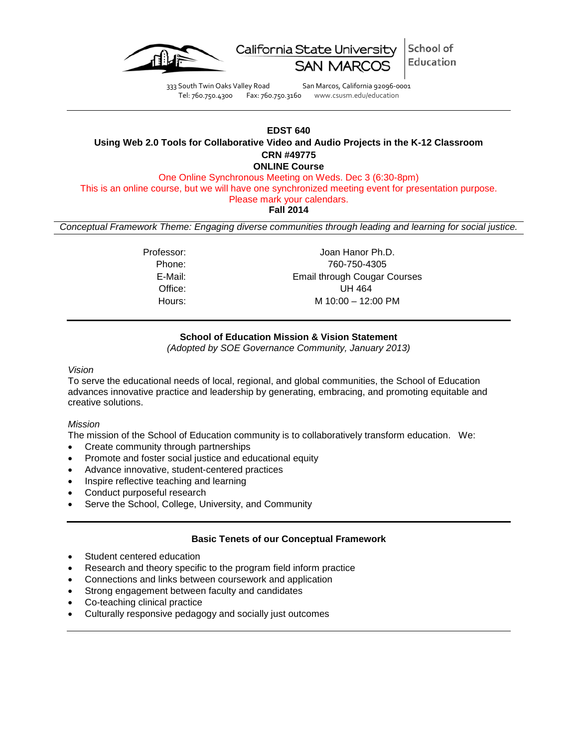California State University SAN MARCOS | School of Education

333 South Twin Oaks Valley Road San Marcos, California 92096-0001
Tel: 760.750.4300 Fax: 760.750.3160 www.csusm.edu/education

---

**EDST 640**

**Using Web 2.0 Tools for Collaborative Video and Audio Projects in the K-12 Classroom**

**CRN #49775**

**ONLINE Course**

One Online Synchronous Meeting on Weds. Dec 3 (6:30-8pm)

This is an online course, but we will have one synchronized meeting event for presentation purpose.

Please mark your calendars.

**Fall 2014**

*Conceptual Framework Theme: Engaging diverse communities through leading and learning for social justice.*

| | |
|---|---|
| Professor: | Joan Hanor Ph.D. |
| Phone: | 760-750-4305 |
| E-Mail: | Email through Cougar Courses |
| Office: | UH 464 |
| Hours: | M 10:00 – 12:00 PM |

---

**School of Education Mission & Vision Statement**

*(Adopted by SOE Governance Community, January 2013)*

*Vision*

To serve the educational needs of local, regional, and global communities, the School of Education advances innovative practice and leadership by generating, embracing, and promoting equitable and creative solutions.

*Mission*

The mission of the School of Education community is to collaboratively transform education. We:

- Create community through partnerships
- Promote and foster social justice and educational equity
- Advance innovative, student-centered practices
- Inspire reflective teaching and learning
- Conduct purposeful research
- Serve the School, College, University, and Community

---

**Basic Tenets of our Conceptual Framework**

- Student centered education
- Research and theory specific to the program field inform practice
- Connections and links between coursework and application
- Strong engagement between faculty and candidates
- Co-teaching clinical practice
- Culturally responsive pedagogy and socially just outcomes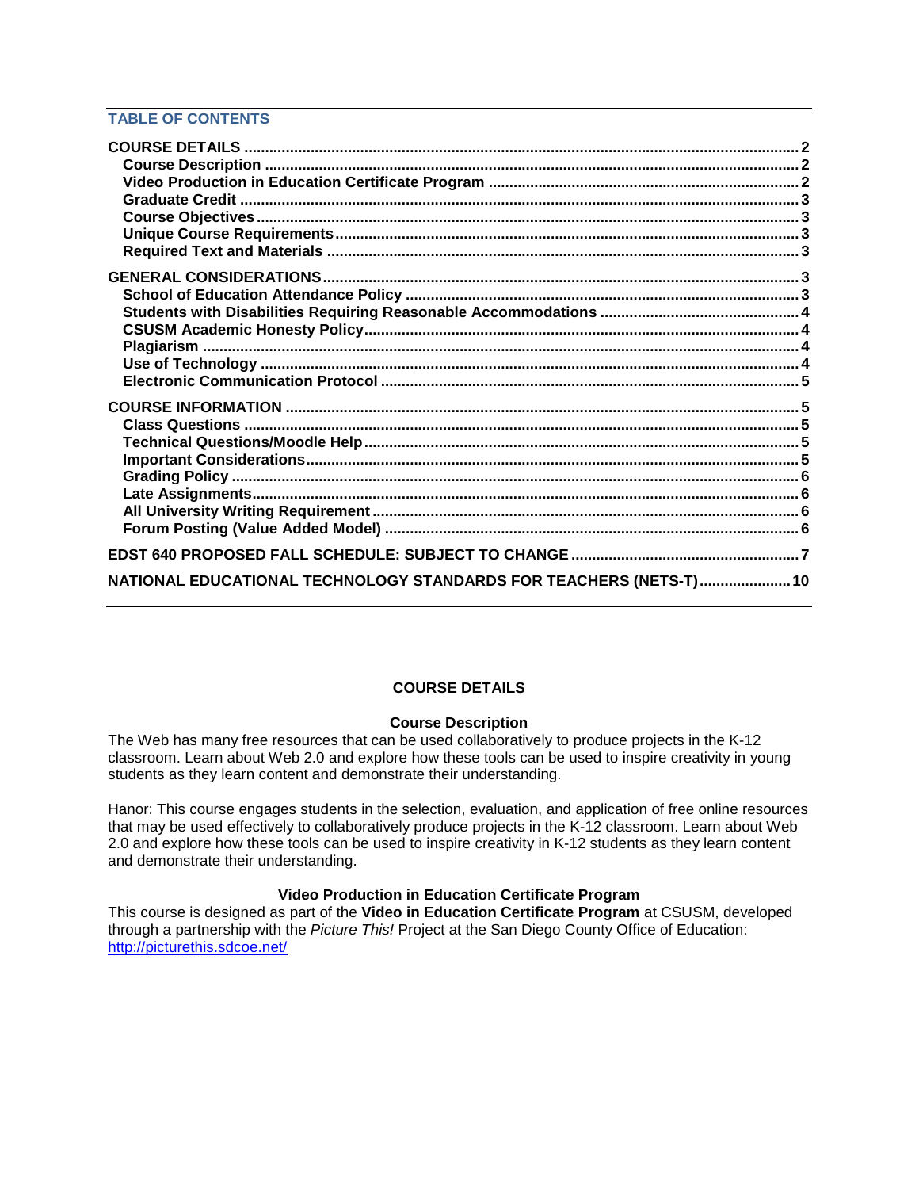**TABLE OF CONTENTS**

- **COURSE DETAILS** .......... 2
  - **Course Description** .......... 2
  - **Video Production in Education Certificate Program** .......... 2
  - **Graduate Credit** .......... 3
  - **Course Objectives** .......... 3
  - **Unique Course Requirements** .......... 3
  - **Required Text and Materials** .......... 3
- **GENERAL CONSIDERATIONS** .......... 3
  - **School of Education Attendance Policy** .......... 3
  - **Students with Disabilities Requiring Reasonable Accommodations** .......... 4
  - **CSUSM Academic Honesty Policy** .......... 4
  - **Plagiarism** .......... 4
  - **Use of Technology** .......... 4
  - **Electronic Communication Protocol** .......... 5
- **COURSE INFORMATION** .......... 5
  - **Class Questions** .......... 5
  - **Technical Questions/Moodle Help** .......... 5
  - **Important Considerations** .......... 5
  - **Grading Policy** .......... 6
  - **Late Assignments** .......... 6
  - **All University Writing Requirement** .......... 6
  - **Forum Posting (Value Added Model)** .......... 6
- **EDST 640 PROPOSED FALL SCHEDULE: SUBJECT TO CHANGE** .......... 7
- **NATIONAL EDUCATIONAL TECHNOLOGY STANDARDS FOR TEACHERS (NETS-T)** .......... 10

## COURSE DETAILS

### Course Description

The Web has many free resources that can be used collaboratively to produce projects in the K-12 classroom. Learn about Web 2.0 and explore how these tools can be used to inspire creativity in young students as they learn content and demonstrate their understanding.

Hanor: This course engages students in the selection, evaluation, and application of free online resources that may be used effectively to collaboratively produce projects in the K-12 classroom. Learn about Web 2.0 and explore how these tools can be used to inspire creativity in K-12 students as they learn content and demonstrate their understanding.

### Video Production in Education Certificate Program

This course is designed as part of the **Video in Education Certificate Program** at CSUSM, developed through a partnership with the *Picture This!* Project at the San Diego County Office of Education: http://picturethis.sdcoe.net/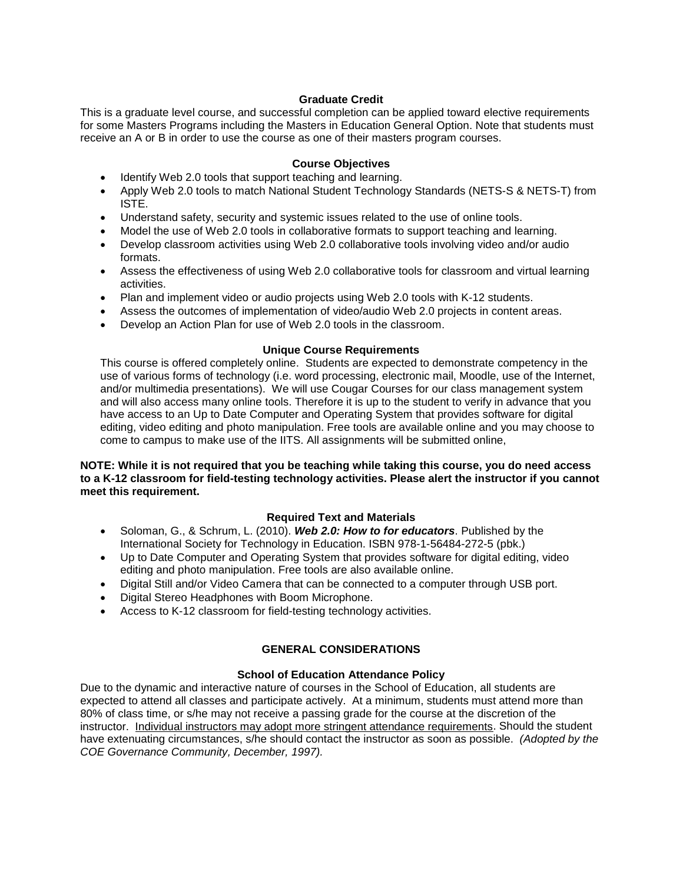### Graduate Credit

This is a graduate level course, and successful completion can be applied toward elective requirements for some Masters Programs including the Masters in Education General Option. Note that students must receive an A or B in order to use the course as one of their masters program courses.

### Course Objectives

- Identify Web 2.0 tools that support teaching and learning.
- Apply Web 2.0 tools to match National Student Technology Standards (NETS-S & NETS-T) from ISTE.
- Understand safety, security and systemic issues related to the use of online tools.
- Model the use of Web 2.0 tools in collaborative formats to support teaching and learning.
- Develop classroom activities using Web 2.0 collaborative tools involving video and/or audio formats.
- Assess the effectiveness of using Web 2.0 collaborative tools for classroom and virtual learning activities.
- Plan and implement video or audio projects using Web 2.0 tools with K-12 students.
- Assess the outcomes of implementation of video/audio Web 2.0 projects in content areas.
- Develop an Action Plan for use of Web 2.0 tools in the classroom.

### Unique Course Requirements

This course is offered completely online. Students are expected to demonstrate competency in the use of various forms of technology (i.e. word processing, electronic mail, Moodle, use of the Internet, and/or multimedia presentations). We will use Cougar Courses for our class management system and will also access many online tools. Therefore it is up to the student to verify in advance that you have access to an Up to Date Computer and Operating System that provides software for digital editing, video editing and photo manipulation. Free tools are available online and you may choose to come to campus to make use of the IITS. All assignments will be submitted online,

**NOTE: While it is not required that you be teaching while taking this course, you do need access to a K-12 classroom for field-testing technology activities. Please alert the instructor if you cannot meet this requirement.**

### Required Text and Materials

- Soloman, G., & Schrum, L. (2010). ***Web 2.0: How to for educators***. Published by the International Society for Technology in Education. ISBN 978-1-56484-272-5 (pbk.)
- Up to Date Computer and Operating System that provides software for digital editing, video editing and photo manipulation. Free tools are also available online.
- Digital Still and/or Video Camera that can be connected to a computer through USB port.
- Digital Stereo Headphones with Boom Microphone.
- Access to K-12 classroom for field-testing technology activities.

## GENERAL CONSIDERATIONS

### School of Education Attendance Policy

Due to the dynamic and interactive nature of courses in the School of Education, all students are expected to attend all classes and participate actively. At a minimum, students must attend more than 80% of class time, or s/he may not receive a passing grade for the course at the discretion of the instructor. Individual instructors may adopt more stringent attendance requirements. Should the student have extenuating circumstances, s/he should contact the instructor as soon as possible. *(Adopted by the COE Governance Community, December, 1997).*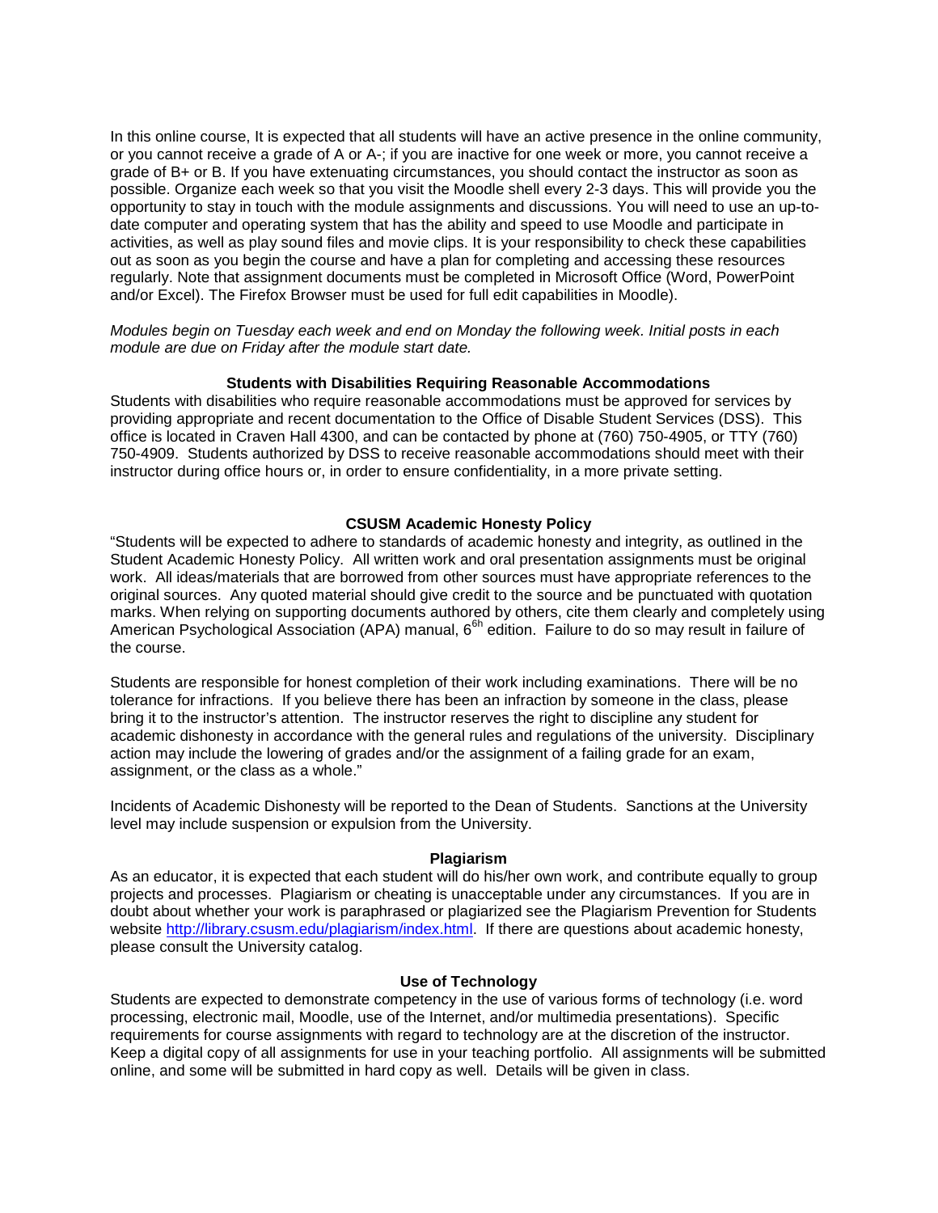In this online course, It is expected that all students will have an active presence in the online community, or you cannot receive a grade of A or A-; if you are inactive for one week or more, you cannot receive a grade of B+ or B. If you have extenuating circumstances, you should contact the instructor as soon as possible. Organize each week so that you visit the Moodle shell every 2-3 days. This will provide you the opportunity to stay in touch with the module assignments and discussions. You will need to use an up-to-date computer and operating system that has the ability and speed to use Moodle and participate in activities, as well as play sound files and movie clips. It is your responsibility to check these capabilities out as soon as you begin the course and have a plan for completing and accessing these resources regularly. Note that assignment documents must be completed in Microsoft Office (Word, PowerPoint and/or Excel). The Firefox Browser must be used for full edit capabilities in Moodle).

*Modules begin on Tuesday each week and end on Monday the following week. Initial posts in each module are due on Friday after the module start date.*

### Students with Disabilities Requiring Reasonable Accommodations

Students with disabilities who require reasonable accommodations must be approved for services by providing appropriate and recent documentation to the Office of Disable Student Services (DSS). This office is located in Craven Hall 4300, and can be contacted by phone at (760) 750-4905, or TTY (760) 750-4909. Students authorized by DSS to receive reasonable accommodations should meet with their instructor during office hours or, in order to ensure confidentiality, in a more private setting.

### CSUSM Academic Honesty Policy

"Students will be expected to adhere to standards of academic honesty and integrity, as outlined in the Student Academic Honesty Policy. All written work and oral presentation assignments must be original work. All ideas/materials that are borrowed from other sources must have appropriate references to the original sources. Any quoted material should give credit to the source and be punctuated with quotation marks. When relying on supporting documents authored by others, cite them clearly and completely using American Psychological Association (APA) manual, 6[6h] edition. Failure to do so may result in failure of the course.

Students are responsible for honest completion of their work including examinations. There will be no tolerance for infractions. If you believe there has been an infraction by someone in the class, please bring it to the instructor's attention. The instructor reserves the right to discipline any student for academic dishonesty in accordance with the general rules and regulations of the university. Disciplinary action may include the lowering of grades and/or the assignment of a failing grade for an exam, assignment, or the class as a whole."

Incidents of Academic Dishonesty will be reported to the Dean of Students. Sanctions at the University level may include suspension or expulsion from the University.

### Plagiarism

As an educator, it is expected that each student will do his/her own work, and contribute equally to group projects and processes. Plagiarism or cheating is unacceptable under any circumstances. If you are in doubt about whether your work is paraphrased or plagiarized see the Plagiarism Prevention for Students website [http://library.csusm.edu/plagiarism/index.html](http://library.csusm.edu/plagiarism/index.html). If there are questions about academic honesty, please consult the University catalog.

### Use of Technology

Students are expected to demonstrate competency in the use of various forms of technology (i.e. word processing, electronic mail, Moodle, use of the Internet, and/or multimedia presentations). Specific requirements for course assignments with regard to technology are at the discretion of the instructor. Keep a digital copy of all assignments for use in your teaching portfolio. All assignments will be submitted online, and some will be submitted in hard copy as well. Details will be given in class.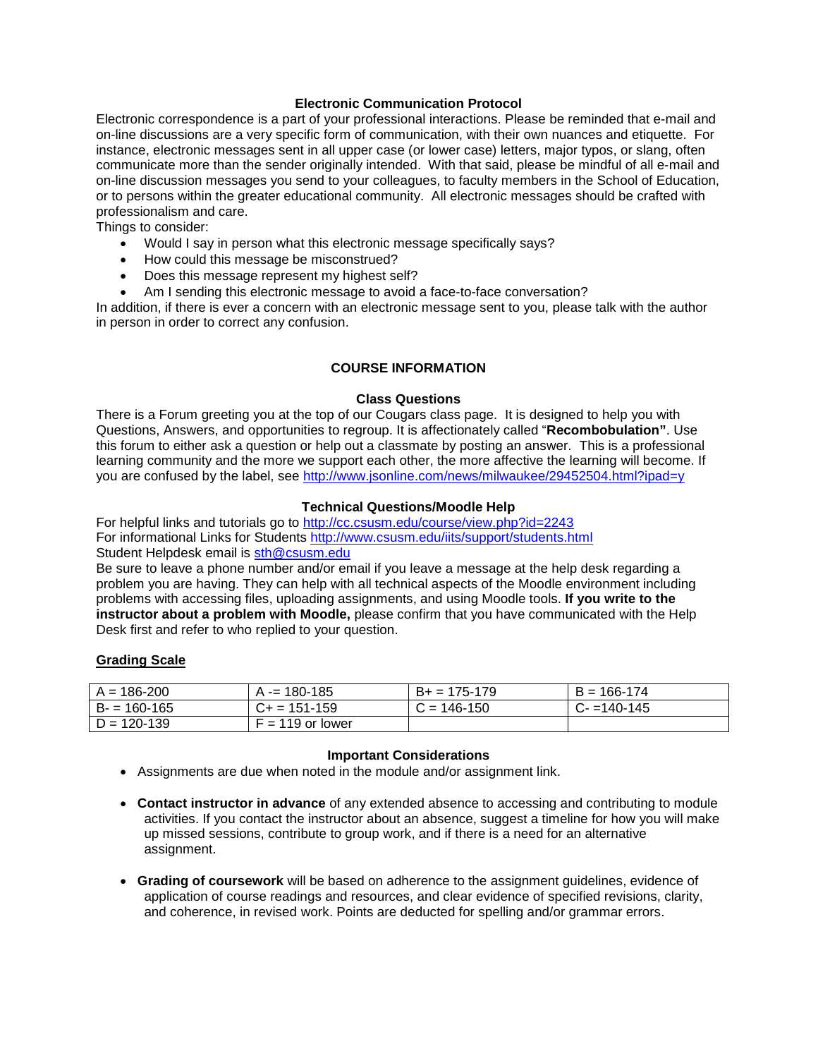### Electronic Communication Protocol

Electronic correspondence is a part of your professional interactions. Please be reminded that e-mail and on-line discussions are a very specific form of communication, with their own nuances and etiquette. For instance, electronic messages sent in all upper case (or lower case) letters, major typos, or slang, often communicate more than the sender originally intended. With that said, please be mindful of all e-mail and on-line discussion messages you send to your colleagues, to faculty members in the School of Education, or to persons within the greater educational community. All electronic messages should be crafted with professionalism and care.

Things to consider:

- Would I say in person what this electronic message specifically says?
- How could this message be misconstrued?
- Does this message represent my highest self?
- Am I sending this electronic message to avoid a face-to-face conversation?

In addition, if there is ever a concern with an electronic message sent to you, please talk with the author in person in order to correct any confusion.

## COURSE INFORMATION

### Class Questions

There is a Forum greeting you at the top of our Cougars class page. It is designed to help you with Questions, Answers, and opportunities to regroup. It is affectionately called "**Recombobulation**". Use this forum to either ask a question or help out a classmate by posting an answer. This is a professional learning community and the more we support each other, the more affective the learning will become. If you are confused by the label, see http://www.jsonline.com/news/milwaukee/29452504.html?ipad=y

### Technical Questions/Moodle Help

For helpful links and tutorials go to http://cc.csusm.edu/course/view.php?id=2243
For informational Links for Students http://www.csusm.edu/iits/support/students.html
Student Helpdesk email is sth@csusm.edu
Be sure to leave a phone number and/or email if you leave a message at the help desk regarding a problem you are having. They can help with all technical aspects of the Moodle environment including problems with accessing files, uploading assignments, and using Moodle tools. **If you write to the instructor about a problem with Moodle,** please confirm that you have communicated with the Help Desk first and refer to who replied to your question.

### Grading Scale

| A = 186-200 | A -= 180-185 | B+ = 175-179 | B = 166-174 |
|---|---|---|---|
| B- = 160-165 | C+ = 151-159 | C = 146-150 | C- =140-145 |
| D = 120-139 | F = 119 or lower | | |

### Important Considerations

- Assignments are due when noted in the module and/or assignment link.
- **Contact instructor in advance** of any extended absence to accessing and contributing to module activities. If you contact the instructor about an absence, suggest a timeline for how you will make up missed sessions, contribute to group work, and if there is a need for an alternative assignment.
- **Grading of coursework** will be based on adherence to the assignment guidelines, evidence of application of course readings and resources, and clear evidence of specified revisions, clarity, and coherence, in revised work. Points are deducted for spelling and/or grammar errors.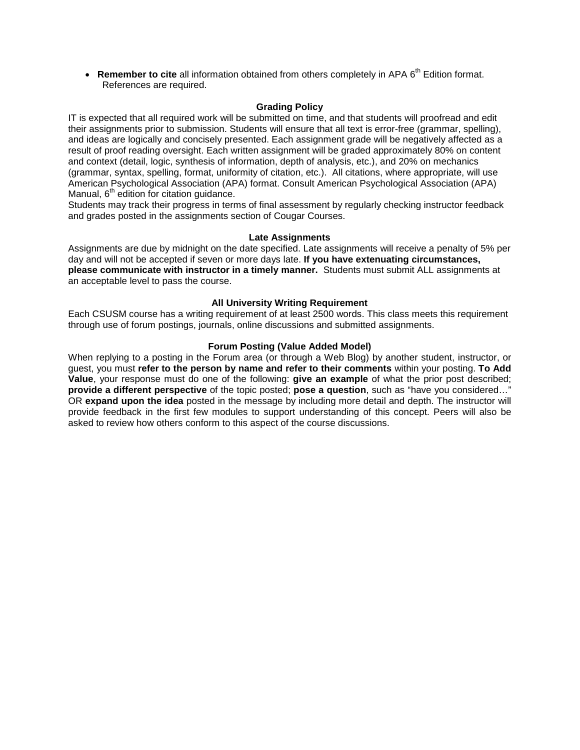- **Remember to cite** all information obtained from others completely in APA 6th Edition format. References are required.

### Grading Policy

IT is expected that all required work will be submitted on time, and that students will proofread and edit their assignments prior to submission. Students will ensure that all text is error-free (grammar, spelling), and ideas are logically and concisely presented. Each assignment grade will be negatively affected as a result of proof reading oversight. Each written assignment will be graded approximately 80% on content and context (detail, logic, synthesis of information, depth of analysis, etc.), and 20% on mechanics (grammar, syntax, spelling, format, uniformity of citation, etc.). All citations, where appropriate, will use American Psychological Association (APA) format. Consult American Psychological Association (APA) Manual, 6th edition for citation guidance.

Students may track their progress in terms of final assessment by regularly checking instructor feedback and grades posted in the assignments section of Cougar Courses.

### Late Assignments

Assignments are due by midnight on the date specified. Late assignments will receive a penalty of 5% per day and will not be accepted if seven or more days late. **If you have extenuating circumstances, please communicate with instructor in a timely manner.** Students must submit ALL assignments at an acceptable level to pass the course.

### All University Writing Requirement

Each CSUSM course has a writing requirement of at least 2500 words. This class meets this requirement through use of forum postings, journals, online discussions and submitted assignments.

### Forum Posting (Value Added Model)

When replying to a posting in the Forum area (or through a Web Blog) by another student, instructor, or guest, you must **refer to the person by name and refer to their comments** within your posting. **To Add Value**, your response must do one of the following: **give an example** of what the prior post described; **provide a different perspective** of the topic posted; **pose a question**, such as "have you considered…" OR **expand upon the idea** posted in the message by including more detail and depth. The instructor will provide feedback in the first few modules to support understanding of this concept. Peers will also be asked to review how others conform to this aspect of the course discussions.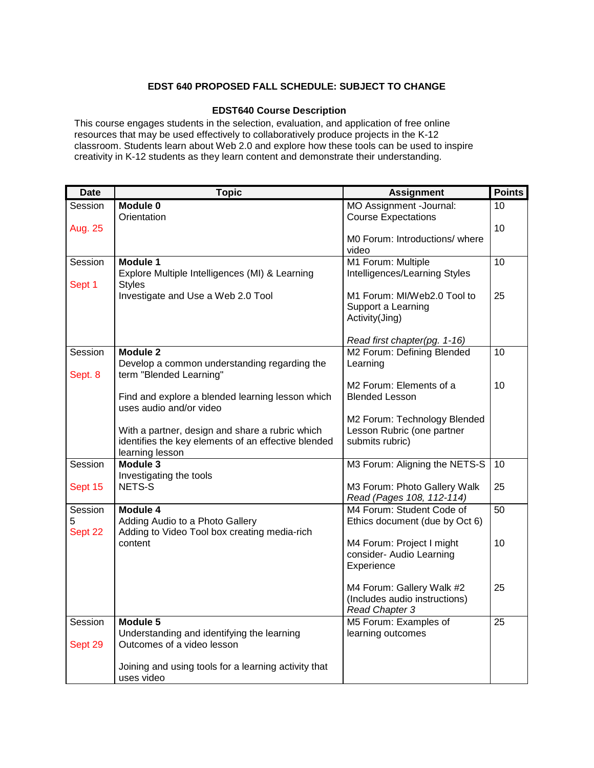**EDST 640 PROPOSED FALL SCHEDULE: SUBJECT TO CHANGE**

**EDST640 Course Description**

This course engages students in the selection, evaluation, and application of free online resources that may be used effectively to collaboratively produce projects in the K-12 classroom. Students learn about Web 2.0 and explore how these tools can be used to inspire creativity in K-12 students as they learn content and demonstrate their understanding.

| Date | Topic | Assignment | Points |
|---|---|---|---|
| Session<br><br>Aug. 25 | **Module 0**<br>Orientation | MO Assignment -Journal: Course Expectations<br><br>M0 Forum: Introductions/ where video | 10<br><br>10 |
| Session<br><br>Sept 1 | **Module 1**<br>Explore Multiple Intelligences (MI) & Learning Styles<br>Investigate and Use a Web 2.0 Tool | M1 Forum: Multiple Intelligences/Learning Styles<br><br>M1 Forum: MI/Web2.0 Tool to Support a Learning Activity(Jing)<br><br>*Read first chapter(pg. 1-16)* | 10<br><br>25 |
| Session<br><br>Sept. 8 | **Module 2**<br>Develop a common understanding regarding the term "Blended Learning"<br><br>Find and explore a blended learning lesson which uses audio and/or video<br><br>With a partner, design and share a rubric which identifies the key elements of an effective blended learning lesson | M2 Forum: Defining Blended Learning<br><br>M2 Forum: Elements of a Blended Lesson<br><br>M2 Forum: Technology Blended Lesson Rubric (one partner submits rubric) | 10<br><br>10 |
| Session<br><br>Sept 15 | **Module 3**<br>Investigating the tools<br>NETS-S | M3 Forum: Aligning the NETS-S<br><br>M3 Forum: Photo Gallery Walk<br>*Read (Pages 108, 112-114)* | 10<br><br>25 |
| Session<br>5<br>Sept 22 | **Module 4**<br>Adding Audio to a Photo Gallery<br>Adding to Video Tool box creating media-rich content | M4 Forum: Student Code of Ethics document (due by Oct 6)<br><br>M4 Forum: Project I might consider- Audio Learning Experience<br><br>M4 Forum: Gallery Walk #2 (Includes audio instructions)<br>*Read Chapter 3* | 50<br><br>10<br><br>25 |
| Session<br><br>Sept 29 | **Module 5**<br>Understanding and identifying the learning Outcomes of a video lesson<br><br>Joining and using tools for a learning activity that uses video | M5 Forum: Examples of learning outcomes | 25 |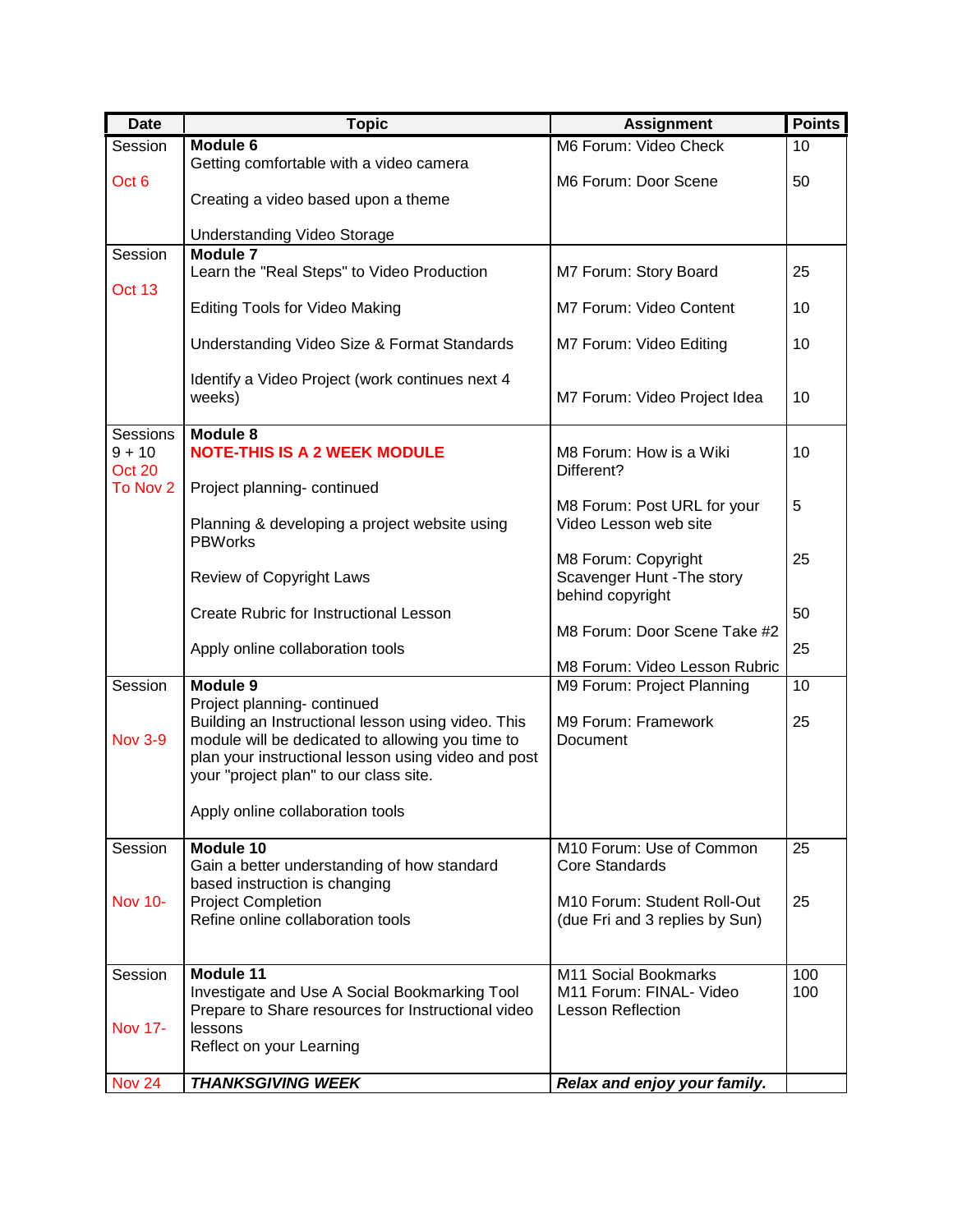| Date | Topic | Assignment | Points |
|---|---|---|---|
| Session<br><br>Oct 6 | **Module 6**<br>Getting comfortable with a video camera<br><br>Creating a video based upon a theme<br><br>Understanding Video Storage | M6 Forum: Video Check<br><br>M6 Forum: Door Scene | 10<br><br>50 |
| Session<br><br>Oct 13 | **Module 7**<br>Learn the "Real Steps" to Video Production<br><br>Editing Tools for Video Making<br><br>Understanding Video Size & Format Standards<br><br>Identify a Video Project (work continues next 4 weeks) | M7 Forum: Story Board<br><br>M7 Forum: Video Content<br><br>M7 Forum: Video Editing<br><br>M7 Forum: Video Project Idea | 25<br><br>10<br><br>10<br><br>10 |
| Sessions 9 + 10<br>Oct 20<br>To Nov 2 | **Module 8**<br>**NOTE-THIS IS A 2 WEEK MODULE**<br><br>Project planning- continued<br><br>Planning & developing a project website using PBWorks<br><br>Review of Copyright Laws<br><br>Create Rubric for Instructional Lesson<br><br>Apply online collaboration tools | M8 Forum: How is a Wiki Different?<br><br>M8 Forum: Post URL for your Video Lesson web site<br><br>M8 Forum: Copyright Scavenger Hunt -The story behind copyright<br><br>M8 Forum: Door Scene Take #2<br><br>M8 Forum: Video Lesson Rubric | 10<br><br>5<br><br>25<br><br>50<br><br>25 |
| Session<br><br>Nov 3-9 | **Module 9**<br>Project planning- continued<br>Building an Instructional lesson using video. This module will be dedicated to allowing you time to plan your instructional lesson using video and post your "project plan" to our class site.<br><br>Apply online collaboration tools | M9 Forum: Project Planning<br><br>M9 Forum: Framework Document | 10<br><br>25 |
| Session<br><br>Nov 10- | **Module 10**<br>Gain a better understanding of how standard based instruction is changing<br>Project Completion<br>Refine online collaboration tools | M10 Forum: Use of Common Core Standards<br><br>M10 Forum: Student Roll-Out (due Fri and 3 replies by Sun) | 25<br><br>25 |
| Session<br><br>Nov 17- | **Module 11**<br>Investigate and Use A Social Bookmarking Tool<br>Prepare to Share resources for Instructional video lessons<br>Reflect on your Learning | M11 Social Bookmarks<br>M11 Forum: FINAL- Video Lesson Reflection | 100<br>100 |
| Nov 24 | ***THANKSGIVING WEEK*** | ***Relax and enjoy your family.*** | |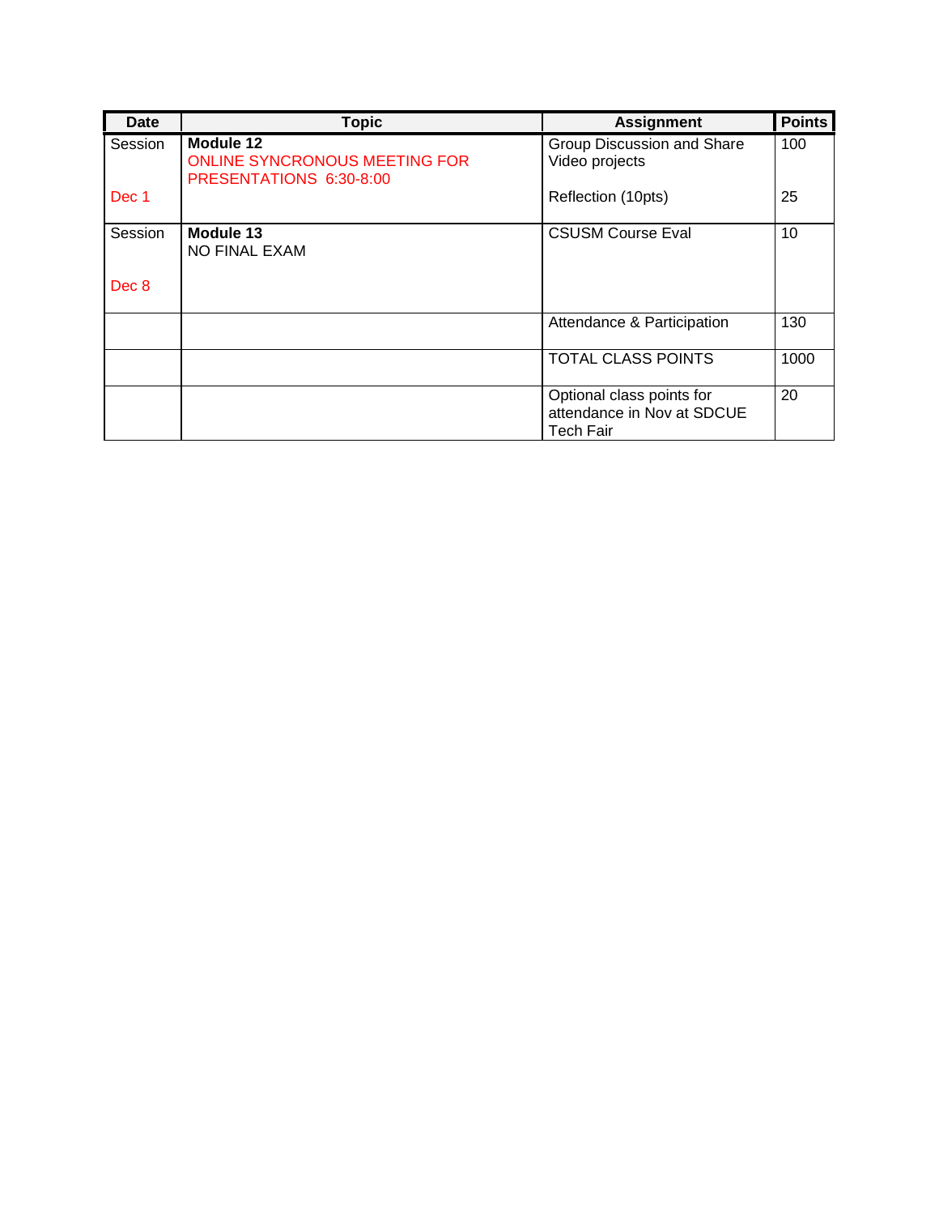| Date | Topic | Assignment | Points |
|---|---|---|---|
| Session<br><br>Dec 1 | **Module 12**<br>ONLINE SYNCRONOUS MEETING FOR PRESENTATIONS 6:30-8:00 | Group Discussion and Share Video projects<br><br>Reflection (10pts) | 100<br><br>25 |
| Session<br><br>Dec 8 | **Module 13**<br>NO FINAL EXAM | CSUSM Course Eval | 10 |
| | | Attendance & Participation | 130 |
| | | TOTAL CLASS POINTS | 1000 |
| | | Optional class points for attendance in Nov at SDCUE Tech Fair | 20 |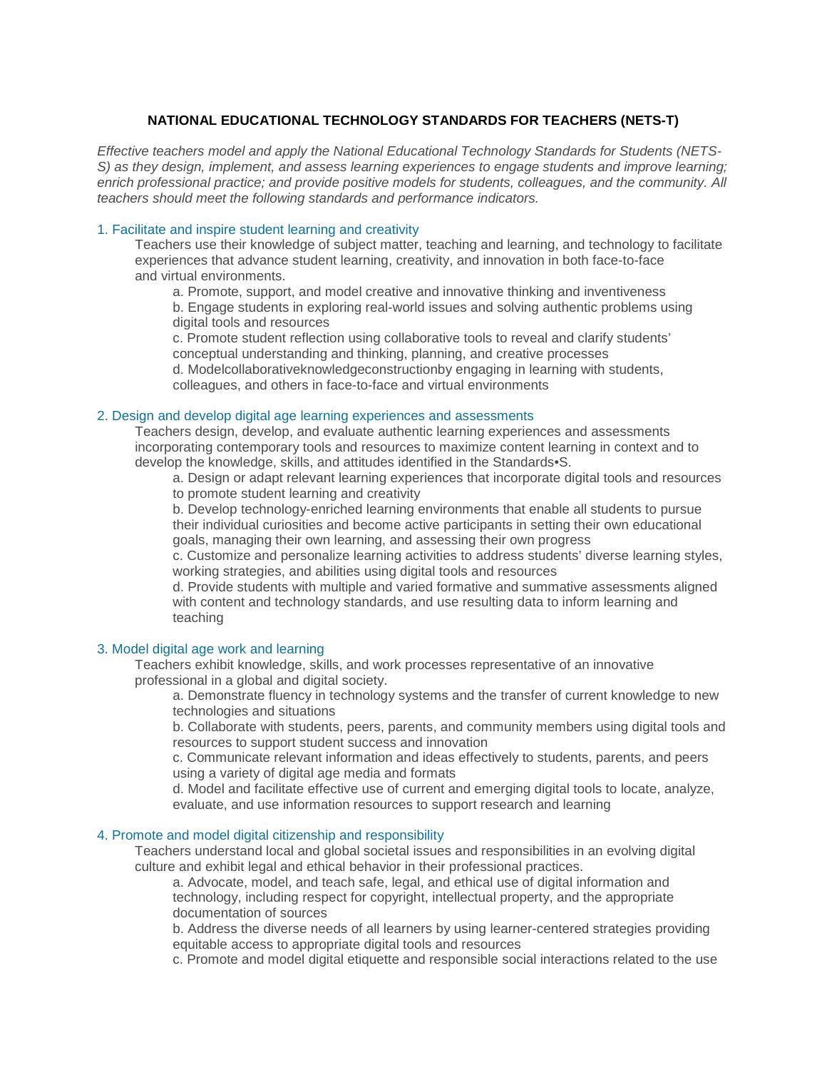# NATIONAL EDUCATIONAL TECHNOLOGY STANDARDS FOR TEACHERS (NETS-T)

*Effective teachers model and apply the National Educational Technology Standards for Students (NETS-S) as they design, implement, and assess learning experiences to engage students and improve learning; enrich professional practice; and provide positive models for students, colleagues, and the community. All teachers should meet the following standards and performance indicators.*

## 1. Facilitate and inspire student learning and creativity

Teachers use their knowledge of subject matter, teaching and learning, and technology to facilitate experiences that advance student learning, creativity, and innovation in both face-to-face and virtual environments.

- a. Promote, support, and model creative and innovative thinking and inventiveness
- b. Engage students in exploring real-world issues and solving authentic problems using digital tools and resources
- c. Promote student reflection using collaborative tools to reveal and clarify students' conceptual understanding and thinking, planning, and creative processes
- d. Modelcollaborativeknowledgeconstructionby engaging in learning with students, colleagues, and others in face-to-face and virtual environments

## 2. Design and develop digital age learning experiences and assessments

Teachers design, develop, and evaluate authentic learning experiences and assessments incorporating contemporary tools and resources to maximize content learning in context and to develop the knowledge, skills, and attitudes identified in the Standards•S.

- a. Design or adapt relevant learning experiences that incorporate digital tools and resources to promote student learning and creativity
- b. Develop technology-enriched learning environments that enable all students to pursue their individual curiosities and become active participants in setting their own educational goals, managing their own learning, and assessing their own progress
- c. Customize and personalize learning activities to address students' diverse learning styles, working strategies, and abilities using digital tools and resources
- d. Provide students with multiple and varied formative and summative assessments aligned with content and technology standards, and use resulting data to inform learning and teaching

## 3. Model digital age work and learning

Teachers exhibit knowledge, skills, and work processes representative of an innovative professional in a global and digital society.

- a. Demonstrate fluency in technology systems and the transfer of current knowledge to new technologies and situations
- b. Collaborate with students, peers, parents, and community members using digital tools and resources to support student success and innovation
- c. Communicate relevant information and ideas effectively to students, parents, and peers using a variety of digital age media and formats
- d. Model and facilitate effective use of current and emerging digital tools to locate, analyze, evaluate, and use information resources to support research and learning

## 4. Promote and model digital citizenship and responsibility

Teachers understand local and global societal issues and responsibilities in an evolving digital culture and exhibit legal and ethical behavior in their professional practices.

- a. Advocate, model, and teach safe, legal, and ethical use of digital information and technology, including respect for copyright, intellectual property, and the appropriate documentation of sources
- b. Address the diverse needs of all learners by using learner-centered strategies providing equitable access to appropriate digital tools and resources
- c. Promote and model digital etiquette and responsible social interactions related to the use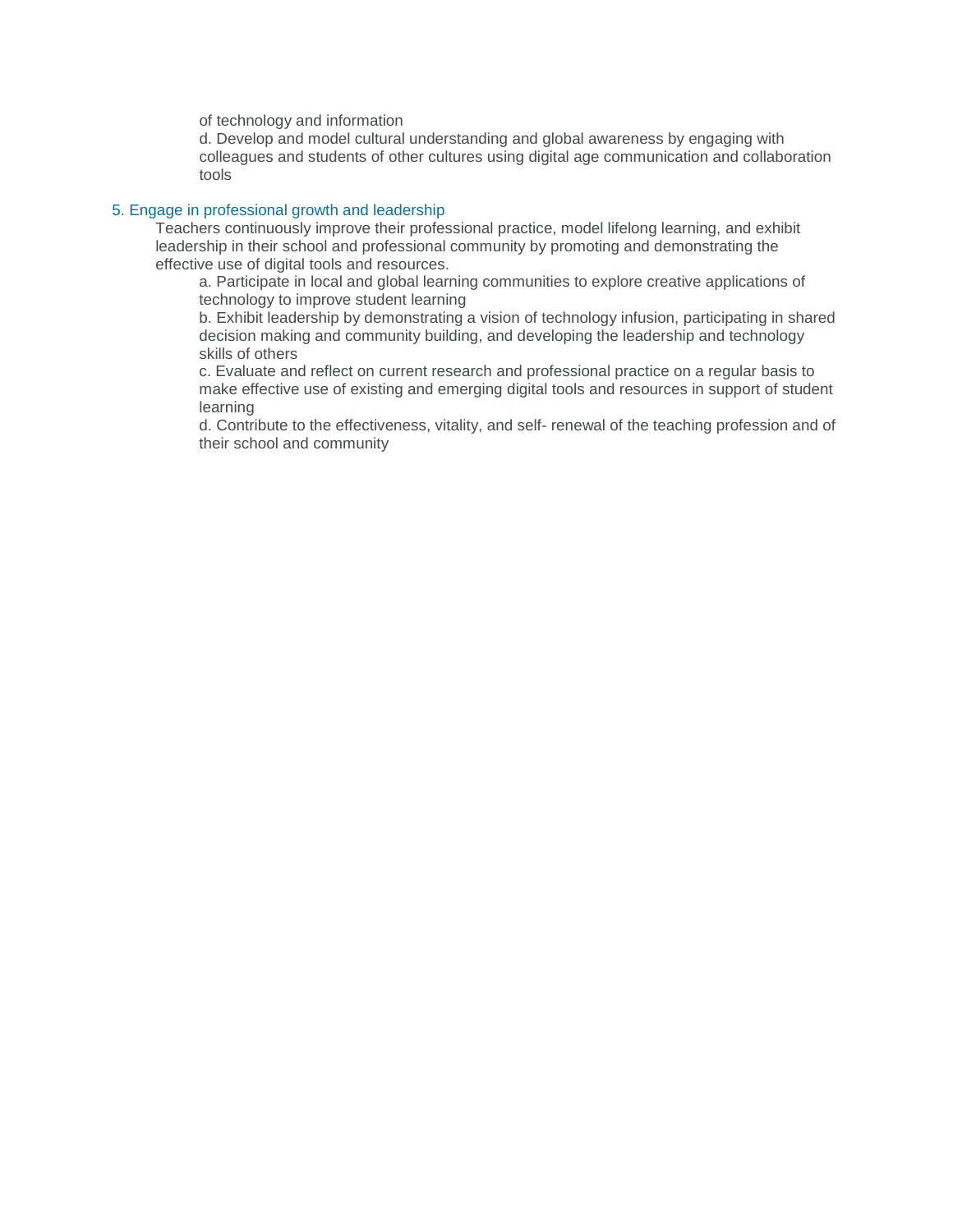of technology and information

d. Develop and model cultural understanding and global awareness by engaging with colleagues and students of other cultures using digital age communication and collaboration tools

### 5. Engage in professional growth and leadership

Teachers continuously improve their professional practice, model lifelong learning, and exhibit leadership in their school and professional community by promoting and demonstrating the effective use of digital tools and resources.

a. Participate in local and global learning communities to explore creative applications of technology to improve student learning

b. Exhibit leadership by demonstrating a vision of technology infusion, participating in shared decision making and community building, and developing the leadership and technology skills of others

c. Evaluate and reflect on current research and professional practice on a regular basis to make effective use of existing and emerging digital tools and resources in support of student learning

d. Contribute to the effectiveness, vitality, and self- renewal of the teaching profession and of their school and community